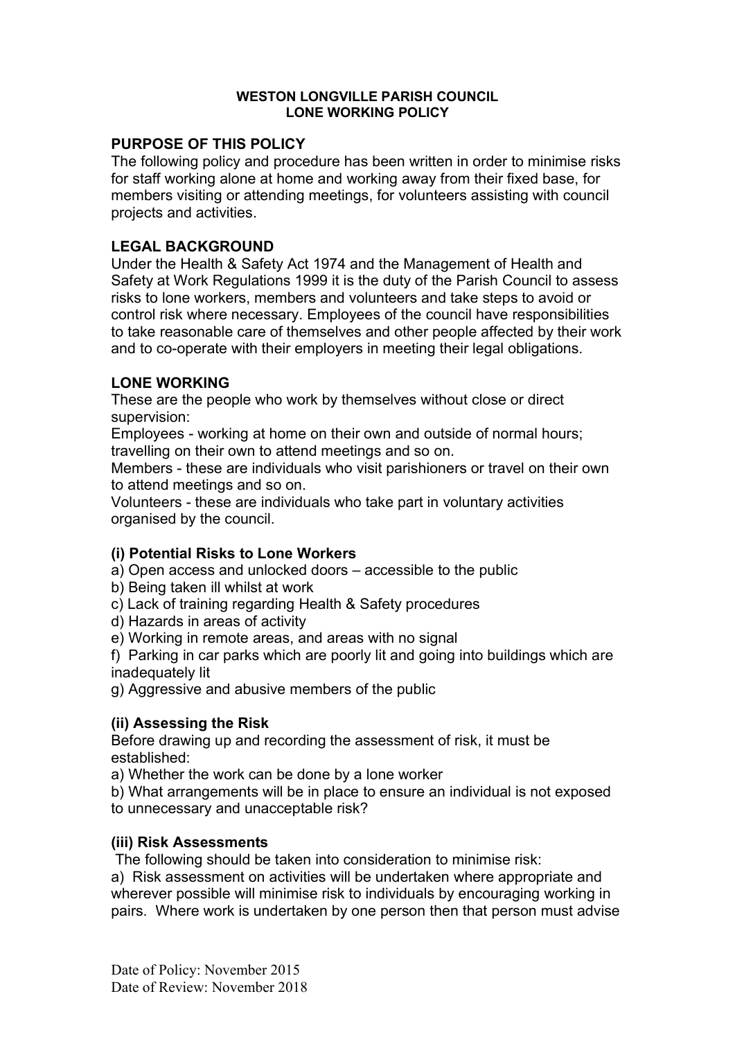# WESTON LONGVILLE PARISH COUNCIL
# LONE WORKING POLICY

## PURPOSE OF THIS POLICY

The following policy and procedure has been written in order to minimise risks for staff working alone at home and working away from their fixed base, for members visiting or attending meetings, for volunteers assisting with council projects and activities.

## LEGAL BACKGROUND

Under the Health & Safety Act 1974 and the Management of Health and Safety at Work Regulations 1999 it is the duty of the Parish Council to assess risks to lone workers, members and volunteers and take steps to avoid or control risk where necessary. Employees of the council have responsibilities to take reasonable care of themselves and other people affected by their work and to co-operate with their employers in meeting their legal obligations.

## LONE WORKING

These are the people who work by themselves without close or direct supervision:

Employees - working at home on their own and outside of normal hours; travelling on their own to attend meetings and so on.

Members - these are individuals who visit parishioners or travel on their own to attend meetings and so on.

Volunteers - these are individuals who take part in voluntary activities organised by the council.

### (i) Potential Risks to Lone Workers

a) Open access and unlocked doors – accessible to the public

b) Being taken ill whilst at work

c) Lack of training regarding Health & Safety procedures

d) Hazards in areas of activity

e) Working in remote areas, and areas with no signal

f) Parking in car parks which are poorly lit and going into buildings which are inadequately lit

g) Aggressive and abusive members of the public

### (ii) Assessing the Risk

Before drawing up and recording the assessment of risk, it must be established:

a) Whether the work can be done by a lone worker

b) What arrangements will be in place to ensure an individual is not exposed to unnecessary and unacceptable risk?

### (iii) Risk Assessments

The following should be taken into consideration to minimise risk:

a) Risk assessment on activities will be undertaken where appropriate and wherever possible will minimise risk to individuals by encouraging working in pairs. Where work is undertaken by one person then that person must advise

Date of Policy: November 2015
Date of Review: November 2018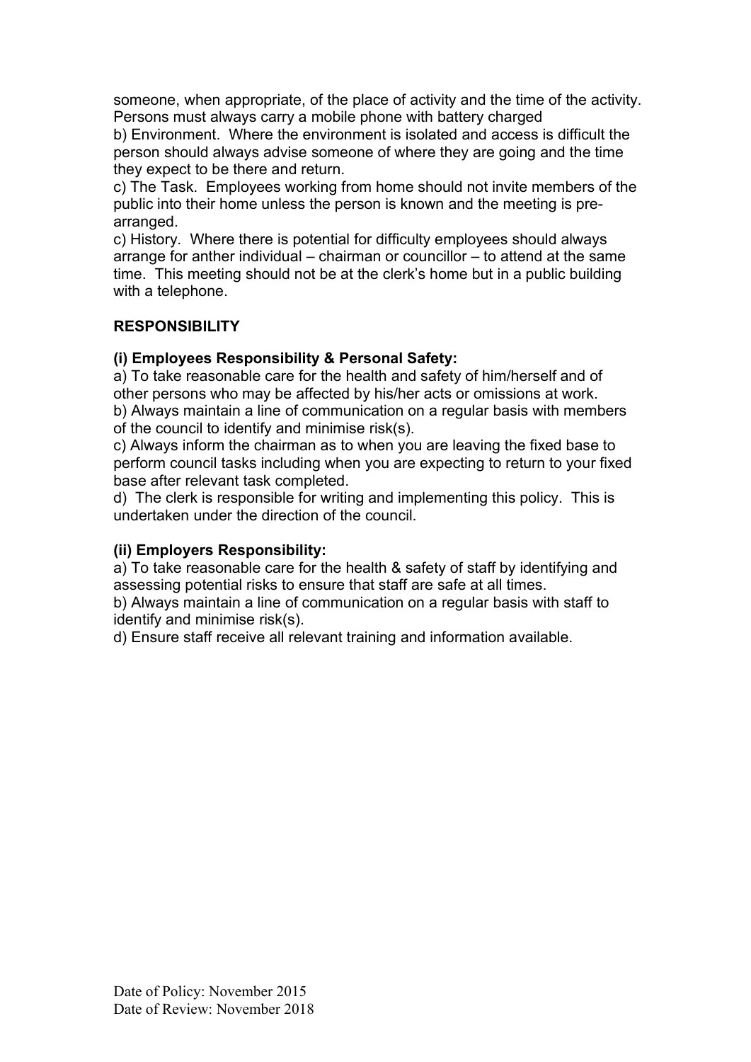someone, when appropriate, of the place of activity and the time of the activity. Persons must always carry a mobile phone with battery charged

b) Environment. Where the environment is isolated and access is difficult the person should always advise someone of where they are going and the time they expect to be there and return.

c) The Task. Employees working from home should not invite members of the public into their home unless the person is known and the meeting is pre-arranged.

c) History. Where there is potential for difficulty employees should always arrange for anther individual – chairman or councillor – to attend at the same time. This meeting should not be at the clerk's home but in a public building with a telephone.

## RESPONSIBILITY

### (i) Employees Responsibility & Personal Safety:

a) To take reasonable care for the health and safety of him/herself and of other persons who may be affected by his/her acts or omissions at work.

b) Always maintain a line of communication on a regular basis with members of the council to identify and minimise risk(s).

c) Always inform the chairman as to when you are leaving the fixed base to perform council tasks including when you are expecting to return to your fixed base after relevant task completed.

d) The clerk is responsible for writing and implementing this policy. This is undertaken under the direction of the council.

### (ii) Employers Responsibility:

a) To take reasonable care for the health & safety of staff by identifying and assessing potential risks to ensure that staff are safe at all times.

b) Always maintain a line of communication on a regular basis with staff to identify and minimise risk(s).

d) Ensure staff receive all relevant training and information available.

Date of Policy: November 2015
Date of Review: November 2018